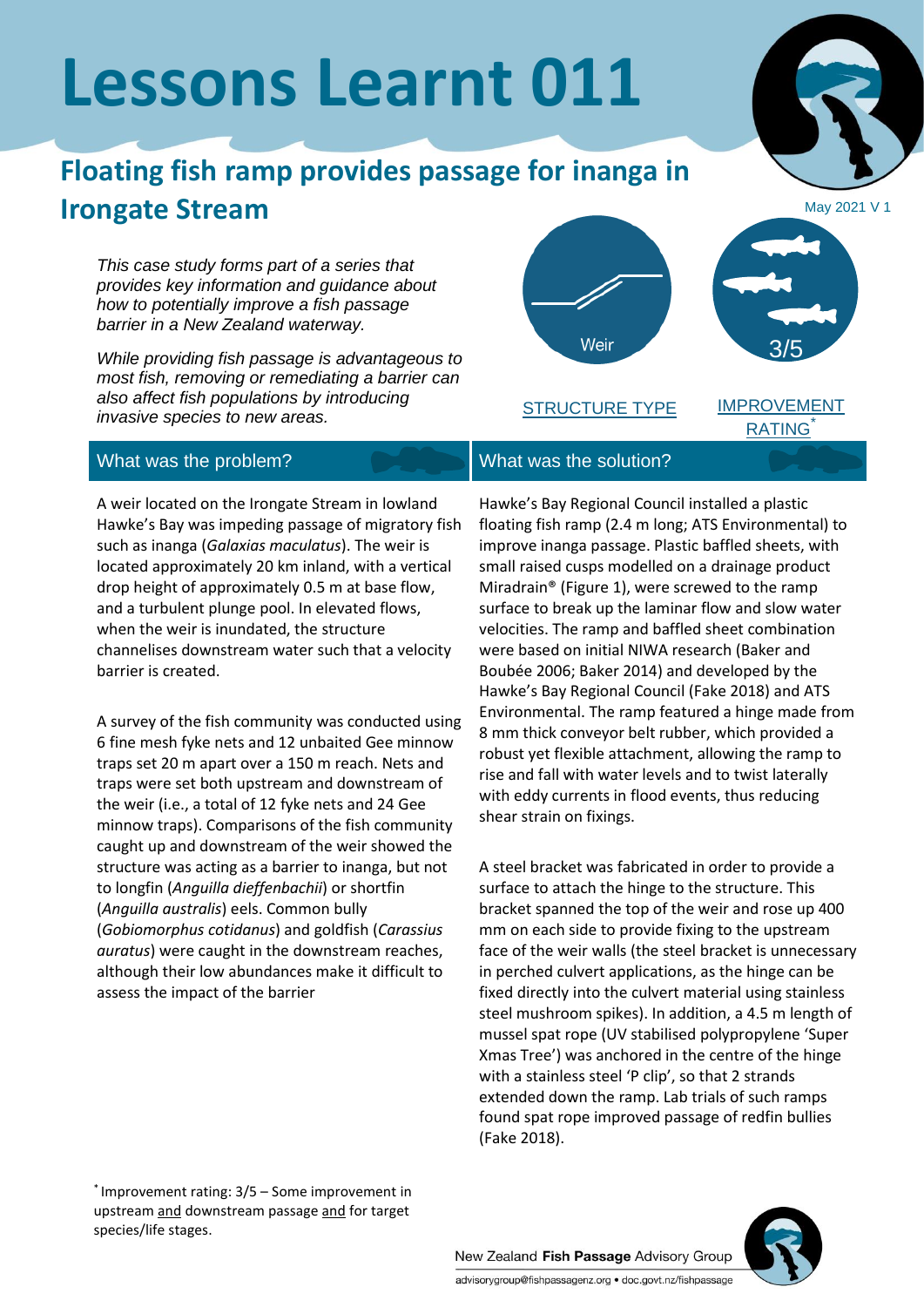# Lessons Learnt 011

## Floating fish ramp provides passage for inanga in Irongate Stream

May 2021 V 1

*This case study forms part of a series that provides key information and guidance about how to potentially improve a fish passage barrier in a New Zealand waterway.*

*While providing fish passage is advantageous to most fish, removing or remediating a barrier can also affect fish populations by introducing invasive species to new areas.*

STRUCTURE TYPE: Weir

IMPROVEMENT RATING*: 3/5

### What was the problem?

A weir located on the Irongate Stream in lowland Hawke's Bay was impeding passage of migratory fish such as inanga (*Galaxias maculatus*). The weir is located approximately 20 km inland, with a vertical drop height of approximately 0.5 m at base flow, and a turbulent plunge pool. In elevated flows, when the weir is inundated, the structure channelises downstream water such that a velocity barrier is created.

A survey of the fish community was conducted using 6 fine mesh fyke nets and 12 unbaited Gee minnow traps set 20 m apart over a 150 m reach. Nets and traps were set both upstream and downstream of the weir (i.e., a total of 12 fyke nets and 24 Gee minnow traps). Comparisons of the fish community caught up and downstream of the weir showed the structure was acting as a barrier to inanga, but not to longfin (*Anguilla dieffenbachii*) or shortfin (*Anguilla australis*) eels. Common bully (*Gobiomorphus cotidanus*) and goldfish (*Carassius auratus*) were caught in the downstream reaches, although their low abundances make it difficult to assess the impact of the barrier

### What was the solution?

Hawke's Bay Regional Council installed a plastic floating fish ramp (2.4 m long; ATS Environmental) to improve inanga passage. Plastic baffled sheets, with small raised cusps modelled on a drainage product Miradrain® (Figure 1), were screwed to the ramp surface to break up the laminar flow and slow water velocities. The ramp and baffled sheet combination were based on initial NIWA research (Baker and Boubée 2006; Baker 2014) and developed by the Hawke's Bay Regional Council (Fake 2018) and ATS Environmental. The ramp featured a hinge made from 8 mm thick conveyor belt rubber, which provided a robust yet flexible attachment, allowing the ramp to rise and fall with water levels and to twist laterally with eddy currents in flood events, thus reducing shear strain on fixings.

A steel bracket was fabricated in order to provide a surface to attach the hinge to the structure. This bracket spanned the top of the weir and rose up 400 mm on each side to provide fixing to the upstream face of the weir walls (the steel bracket is unnecessary in perched culvert applications, as the hinge can be fixed directly into the culvert material using stainless steel mushroom spikes). In addition, a 4.5 m length of mussel spat rope (UV stabilised polypropylene 'Super Xmas Tree') was anchored in the centre of the hinge with a stainless steel 'P clip', so that 2 strands extended down the ramp. Lab trials of such ramps found spat rope improved passage of redfin bullies (Fake 2018).

\* Improvement rating: 3/5 – Some improvement in upstream and downstream passage and for target species/life stages.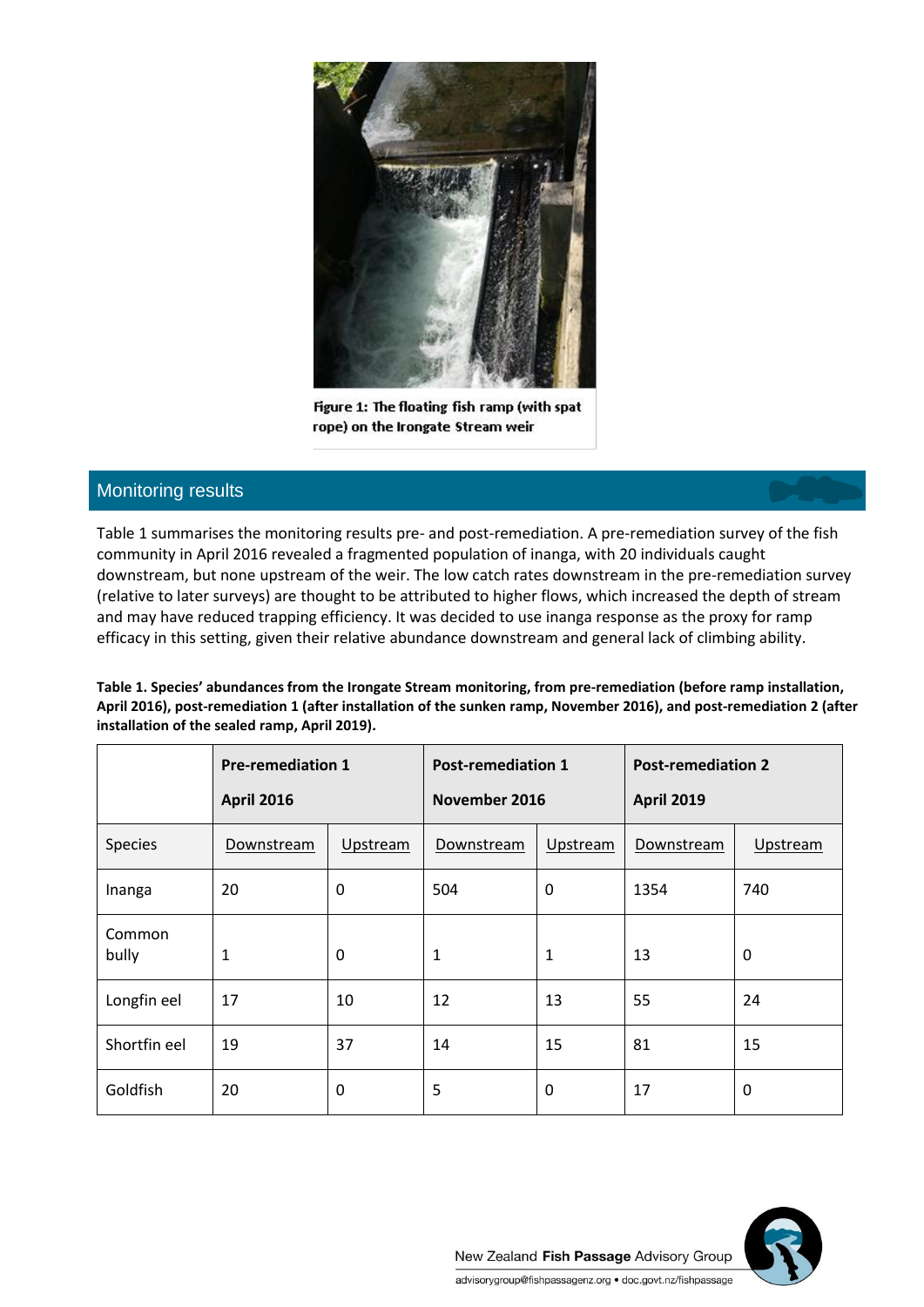Figure 1: The floating fish ramp (with spat rope) on the Irongate Stream weir

## Monitoring results

Table 1 summarises the monitoring results pre- and post-remediation. A pre-remediation survey of the fish community in April 2016 revealed a fragmented population of inanga, with 20 individuals caught downstream, but none upstream of the weir. The low catch rates downstream in the pre-remediation survey (relative to later surveys) are thought to be attributed to higher flows, which increased the depth of stream and may have reduced trapping efficiency. It was decided to use inanga response as the proxy for ramp efficacy in this setting, given their relative abundance downstream and general lack of climbing ability.

**Table 1. Species' abundances from the Irongate Stream monitoring, from pre-remediation (before ramp installation, April 2016), post-remediation 1 (after installation of the sunken ramp, November 2016), and post-remediation 2 (after installation of the sealed ramp, April 2019).**

| | **Pre-remediation 1 April 2016** | | **Post-remediation 1 November 2016** | | **Post-remediation 2 April 2019** | |
|---|---|---|---|---|---|---|
| Species | Downstream | Upstream | Downstream | Upstream | Downstream | Upstream |
| Inanga | 20 | 0 | 504 | 0 | 1354 | 740 |
| Common bully | 1 | 0 | 1 | 1 | 13 | 0 |
| Longfin eel | 17 | 10 | 12 | 13 | 55 | 24 |
| Shortfin eel | 19 | 37 | 14 | 15 | 81 | 15 |
| Goldfish | 20 | 0 | 5 | 0 | 17 | 0 |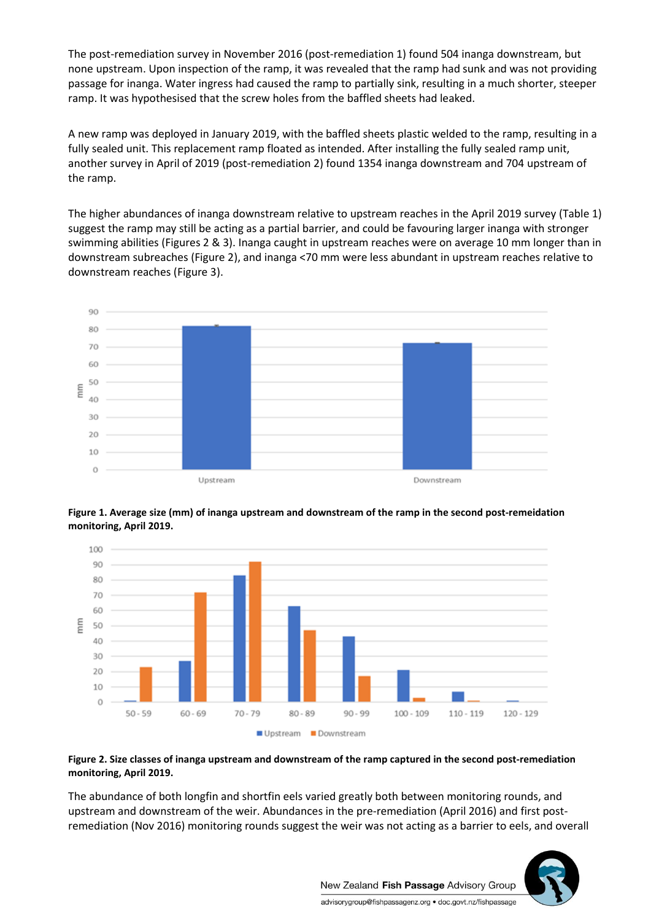The post-remediation survey in November 2016 (post-remediation 1) found 504 inanga downstream, but none upstream. Upon inspection of the ramp, it was revealed that the ramp had sunk and was not providing passage for inanga. Water ingress had caused the ramp to partially sink, resulting in a much shorter, steeper ramp. It was hypothesised that the screw holes from the baffled sheets had leaked.

A new ramp was deployed in January 2019, with the baffled sheets plastic welded to the ramp, resulting in a fully sealed unit. This replacement ramp floated as intended. After installing the fully sealed ramp unit, another survey in April of 2019 (post-remediation 2) found 1354 inanga downstream and 704 upstream of the ramp.

The higher abundances of inanga downstream relative to upstream reaches in the April 2019 survey (Table 1) suggest the ramp may still be acting as a partial barrier, and could be favouring larger inanga with stronger swimming abilities (Figures 2 & 3). Inanga caught in upstream reaches were on average 10 mm longer than in downstream subreaches (Figure 2), and inanga <70 mm were less abundant in upstream reaches relative to downstream reaches (Figure 3).

**Figure 1. Average size (mm) of inanga upstream and downstream of the ramp in the second post-remeidation monitoring, April 2019.**

**Figure 2. Size classes of inanga upstream and downstream of the ramp captured in the second post-remediation monitoring, April 2019.**

The abundance of both longfin and shortfin eels varied greatly both between monitoring rounds, and upstream and downstream of the weir. Abundances in the pre-remediation (April 2016) and first post-remediation (Nov 2016) monitoring rounds suggest the weir was not acting as a barrier to eels, and overall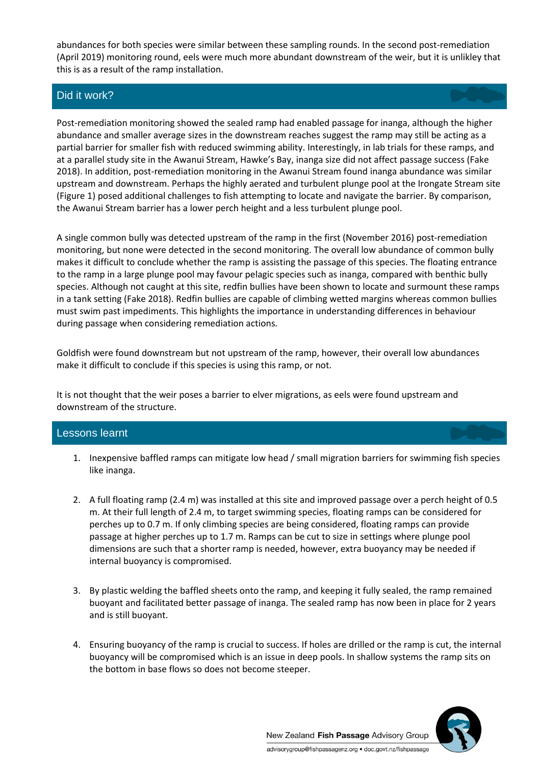abundances for both species were similar between these sampling rounds. In the second post-remediation (April 2019) monitoring round, eels were much more abundant downstream of the weir, but it is unlikley that this is as a result of the ramp installation.

## Did it work?

Post-remediation monitoring showed the sealed ramp had enabled passage for inanga, although the higher abundance and smaller average sizes in the downstream reaches suggest the ramp may still be acting as a partial barrier for smaller fish with reduced swimming ability. Interestingly, in lab trials for these ramps, and at a parallel study site in the Awanui Stream, Hawke's Bay, inanga size did not affect passage success (Fake 2018). In addition, post-remediation monitoring in the Awanui Stream found inanga abundance was similar upstream and downstream. Perhaps the highly aerated and turbulent plunge pool at the Irongate Stream site (Figure 1) posed additional challenges to fish attempting to locate and navigate the barrier. By comparison, the Awanui Stream barrier has a lower perch height and a less turbulent plunge pool.

A single common bully was detected upstream of the ramp in the first (November 2016) post-remediation monitoring, but none were detected in the second monitoring. The overall low abundance of common bully makes it difficult to conclude whether the ramp is assisting the passage of this species. The floating entrance to the ramp in a large plunge pool may favour pelagic species such as inanga, compared with benthic bully species. Although not caught at this site, redfin bullies have been shown to locate and surmount these ramps in a tank setting (Fake 2018). Redfin bullies are capable of climbing wetted margins whereas common bullies must swim past impediments. This highlights the importance in understanding differences in behaviour during passage when considering remediation actions.

Goldfish were found downstream but not upstream of the ramp, however, their overall low abundances make it difficult to conclude if this species is using this ramp, or not.

It is not thought that the weir poses a barrier to elver migrations, as eels were found upstream and downstream of the structure.

## Lessons learnt

1. Inexpensive baffled ramps can mitigate low head / small migration barriers for swimming fish species like inanga.

2. A full floating ramp (2.4 m) was installed at this site and improved passage over a perch height of 0.5 m. At their full length of 2.4 m, to target swimming species, floating ramps can be considered for perches up to 0.7 m. If only climbing species are being considered, floating ramps can provide passage at higher perches up to 1.7 m. Ramps can be cut to size in settings where plunge pool dimensions are such that a shorter ramp is needed, however, extra buoyancy may be needed if internal buoyancy is compromised.

3. By plastic welding the baffled sheets onto the ramp, and keeping it fully sealed, the ramp remained buoyant and facilitated better passage of inanga. The sealed ramp has now been in place for 2 years and is still buoyant.

4. Ensuring buoyancy of the ramp is crucial to success. If holes are drilled or the ramp is cut, the internal buoyancy will be compromised which is an issue in deep pools. In shallow systems the ramp sits on the bottom in base flows so does not become steeper.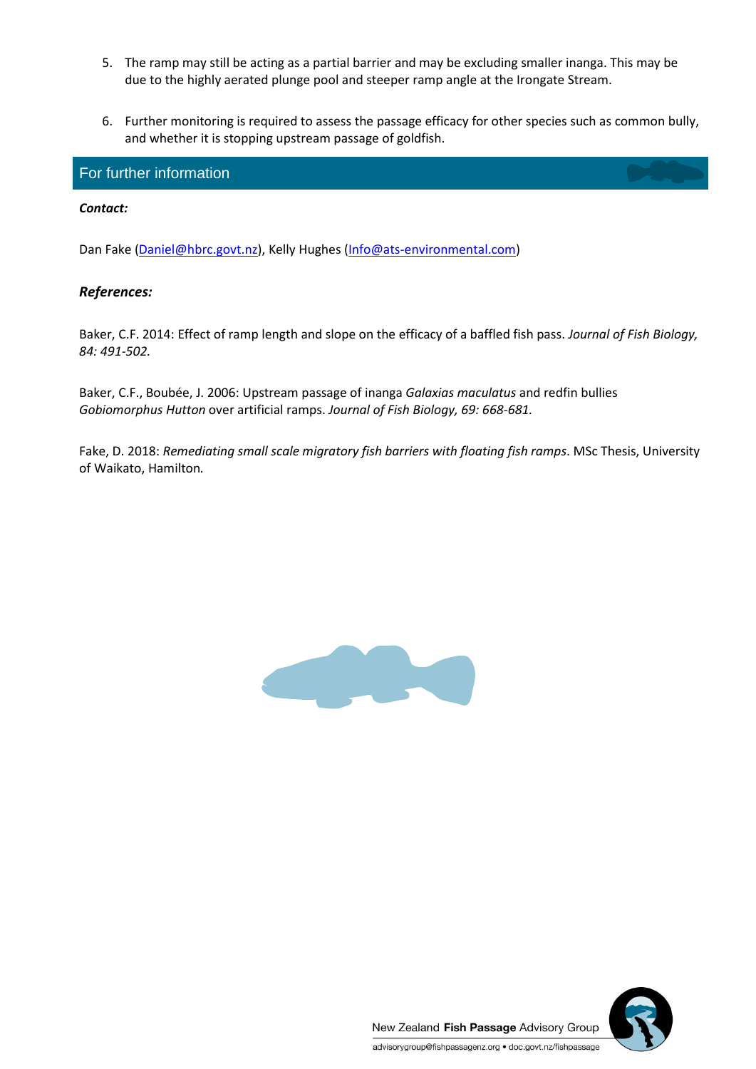5. The ramp may still be acting as a partial barrier and may be excluding smaller inanga. This may be due to the highly aerated plunge pool and steeper ramp angle at the Irongate Stream.

6. Further monitoring is required to assess the passage efficacy for other species such as common bully, and whether it is stopping upstream passage of goldfish.

## For further information

***Contact:***

Dan Fake (Daniel@hbrc.govt.nz), Kelly Hughes (Info@ats-environmental.com)

***References:***

Baker, C.F. 2014: Effect of ramp length and slope on the efficacy of a baffled fish pass. *Journal of Fish Biology, 84: 491-502.*

Baker, C.F., Boubée, J. 2006: Upstream passage of inanga *Galaxias maculatus* and redfin bullies *Gobiomorphus Hutton* over artificial ramps. *Journal of Fish Biology, 69: 668-681.*

Fake, D. 2018: *Remediating small scale migratory fish barriers with floating fish ramps*. MSc Thesis, University of Waikato, Hamilton.